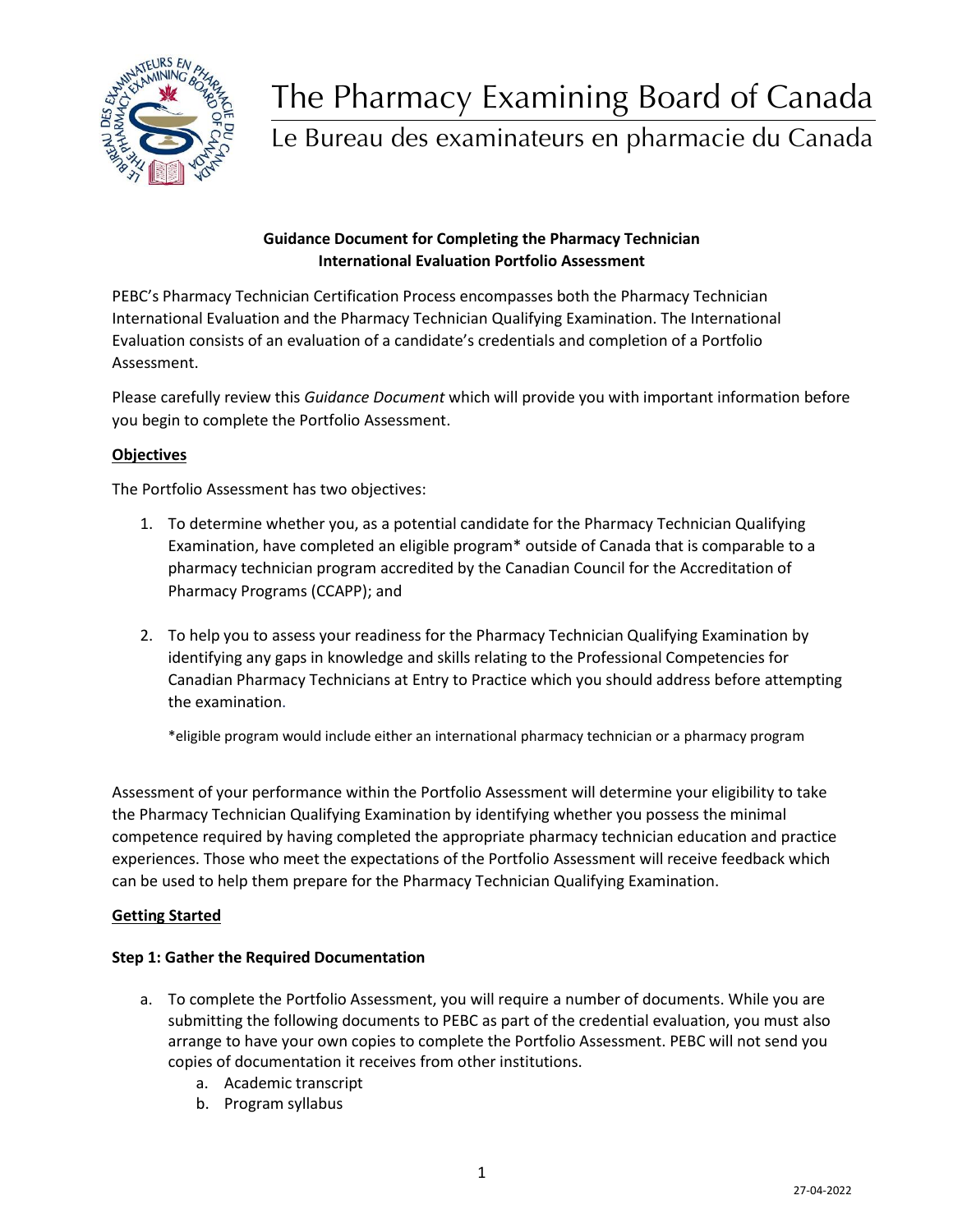# The Pharmacy Examining Board of Canada

## Le Bureau des examinateurs en pharmacie du Canada

**Guidance Document for Completing the Pharmacy Technician International Evaluation Portfolio Assessment**

PEBC's Pharmacy Technician Certification Process encompasses both the Pharmacy Technician International Evaluation and the Pharmacy Technician Qualifying Examination. The International Evaluation consists of an evaluation of a candidate's credentials and completion of a Portfolio Assessment.

Please carefully review this *Guidance Document* which will provide you with important information before you begin to complete the Portfolio Assessment.

### Objectives

The Portfolio Assessment has two objectives:

1. To determine whether you, as a potential candidate for the Pharmacy Technician Qualifying Examination, have completed an eligible program* outside of Canada that is comparable to a pharmacy technician program accredited by the Canadian Council for the Accreditation of Pharmacy Programs (CCAPP); and

2. To help you to assess your readiness for the Pharmacy Technician Qualifying Examination by identifying any gaps in knowledge and skills relating to the Professional Competencies for Canadian Pharmacy Technicians at Entry to Practice which you should address before attempting the examination.

   *eligible program would include either an international pharmacy technician or a pharmacy program

Assessment of your performance within the Portfolio Assessment will determine your eligibility to take the Pharmacy Technician Qualifying Examination by identifying whether you possess the minimal competence required by having completed the appropriate pharmacy technician education and practice experiences. Those who meet the expectations of the Portfolio Assessment will receive feedback which can be used to help them prepare for the Pharmacy Technician Qualifying Examination.

### Getting Started

**Step 1: Gather the Required Documentation**

a. To complete the Portfolio Assessment, you will require a number of documents. While you are submitting the following documents to PEBC as part of the credential evaluation, you must also arrange to have your own copies to complete the Portfolio Assessment. PEBC will not send you copies of documentation it receives from other institutions.
    a. Academic transcript
    b. Program syllabus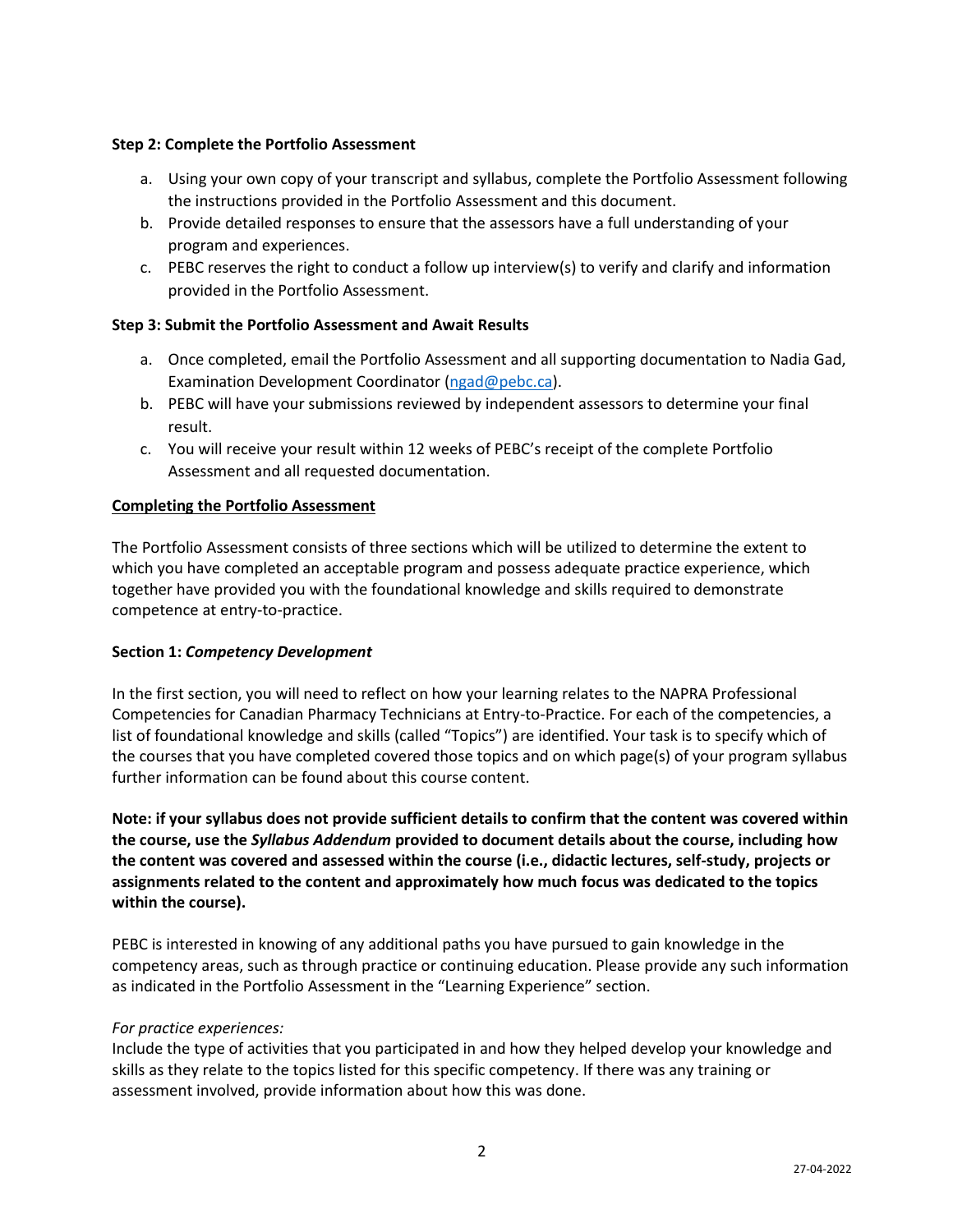**Step 2: Complete the Portfolio Assessment**

a. Using your own copy of your transcript and syllabus, complete the Portfolio Assessment following the instructions provided in the Portfolio Assessment and this document.
b. Provide detailed responses to ensure that the assessors have a full understanding of your program and experiences.
c. PEBC reserves the right to conduct a follow up interview(s) to verify and clarify and information provided in the Portfolio Assessment.

**Step 3: Submit the Portfolio Assessment and Await Results**

a. Once completed, email the Portfolio Assessment and all supporting documentation to Nadia Gad, Examination Development Coordinator (ngad@pebc.ca).
b. PEBC will have your submissions reviewed by independent assessors to determine your final result.
c. You will receive your result within 12 weeks of PEBC's receipt of the complete Portfolio Assessment and all requested documentation.

**Completing the Portfolio Assessment**

The Portfolio Assessment consists of three sections which will be utilized to determine the extent to which you have completed an acceptable program and possess adequate practice experience, which together have provided you with the foundational knowledge and skills required to demonstrate competence at entry-to-practice.

**Section 1: *Competency Development***

In the first section, you will need to reflect on how your learning relates to the NAPRA Professional Competencies for Canadian Pharmacy Technicians at Entry-to-Practice. For each of the competencies, a list of foundational knowledge and skills (called "Topics") are identified. Your task is to specify which of the courses that you have completed covered those topics and on which page(s) of your program syllabus further information can be found about this course content.

**Note: if your syllabus does not provide sufficient details to confirm that the content was covered within the course, use the *Syllabus Addendum* provided to document details about the course, including how the content was covered and assessed within the course (i.e., didactic lectures, self-study, projects or assignments related to the content and approximately how much focus was dedicated to the topics within the course).**

PEBC is interested in knowing of any additional paths you have pursued to gain knowledge in the competency areas, such as through practice or continuing education. Please provide any such information as indicated in the Portfolio Assessment in the "Learning Experience" section.

*For practice experiences:*
Include the type of activities that you participated in and how they helped develop your knowledge and skills as they relate to the topics listed for this specific competency. If there was any training or assessment involved, provide information about how this was done.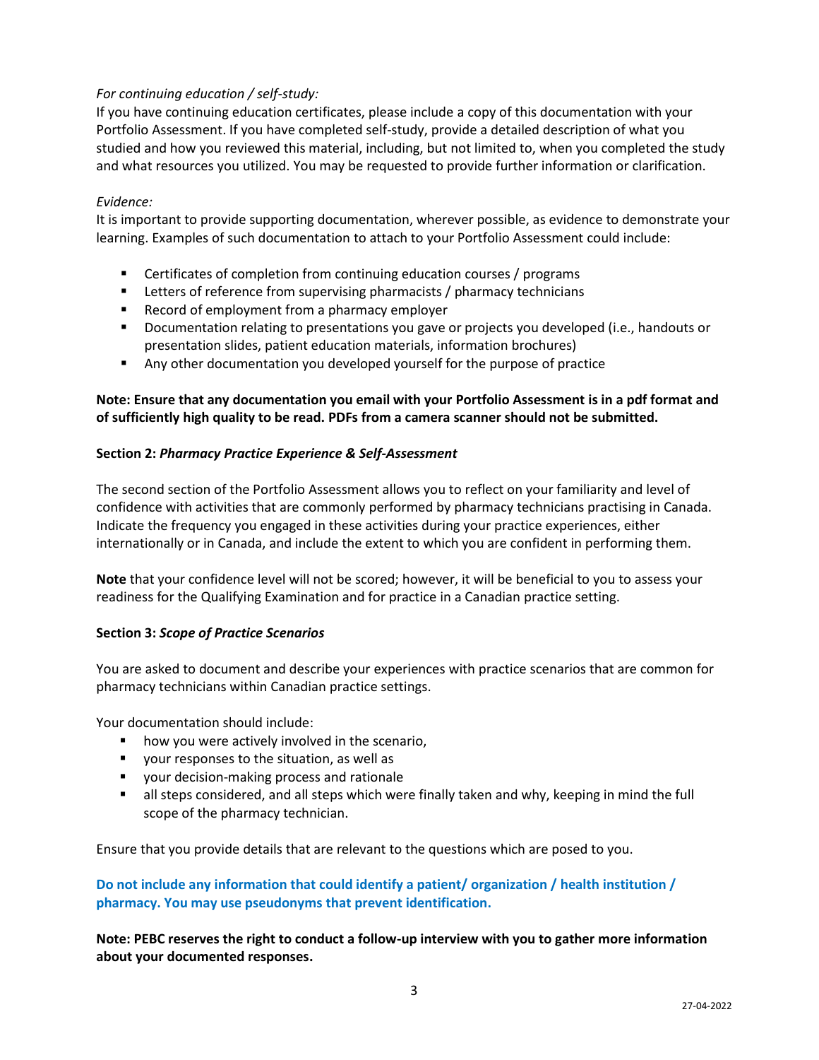*For continuing education / self-study:*

If you have continuing education certificates, please include a copy of this documentation with your Portfolio Assessment. If you have completed self-study, provide a detailed description of what you studied and how you reviewed this material, including, but not limited to, when you completed the study and what resources you utilized. You may be requested to provide further information or clarification.

*Evidence:*

It is important to provide supporting documentation, wherever possible, as evidence to demonstrate your learning. Examples of such documentation to attach to your Portfolio Assessment could include:

- Certificates of completion from continuing education courses / programs
- Letters of reference from supervising pharmacists / pharmacy technicians
- Record of employment from a pharmacy employer
- Documentation relating to presentations you gave or projects you developed (i.e., handouts or presentation slides, patient education materials, information brochures)
- Any other documentation you developed yourself for the purpose of practice

**Note: Ensure that any documentation you email with your Portfolio Assessment is in a pdf format and of sufficiently high quality to be read. PDFs from a camera scanner should not be submitted.**

**Section 2:** ***Pharmacy Practice Experience & Self-Assessment***

The second section of the Portfolio Assessment allows you to reflect on your familiarity and level of confidence with activities that are commonly performed by pharmacy technicians practising in Canada. Indicate the frequency you engaged in these activities during your practice experiences, either internationally or in Canada, and include the extent to which you are confident in performing them.

**Note** that your confidence level will not be scored; however, it will be beneficial to you to assess your readiness for the Qualifying Examination and for practice in a Canadian practice setting.

**Section 3:** ***Scope of Practice Scenarios***

You are asked to document and describe your experiences with practice scenarios that are common for pharmacy technicians within Canadian practice settings.

Your documentation should include:

- how you were actively involved in the scenario,
- your responses to the situation, as well as
- your decision-making process and rationale
- all steps considered, and all steps which were finally taken and why, keeping in mind the full scope of the pharmacy technician.

Ensure that you provide details that are relevant to the questions which are posed to you.

**Do not include any information that could identify a patient/ organization / health institution / pharmacy. You may use pseudonyms that prevent identification.**

**Note: PEBC reserves the right to conduct a follow-up interview with you to gather more information about your documented responses.**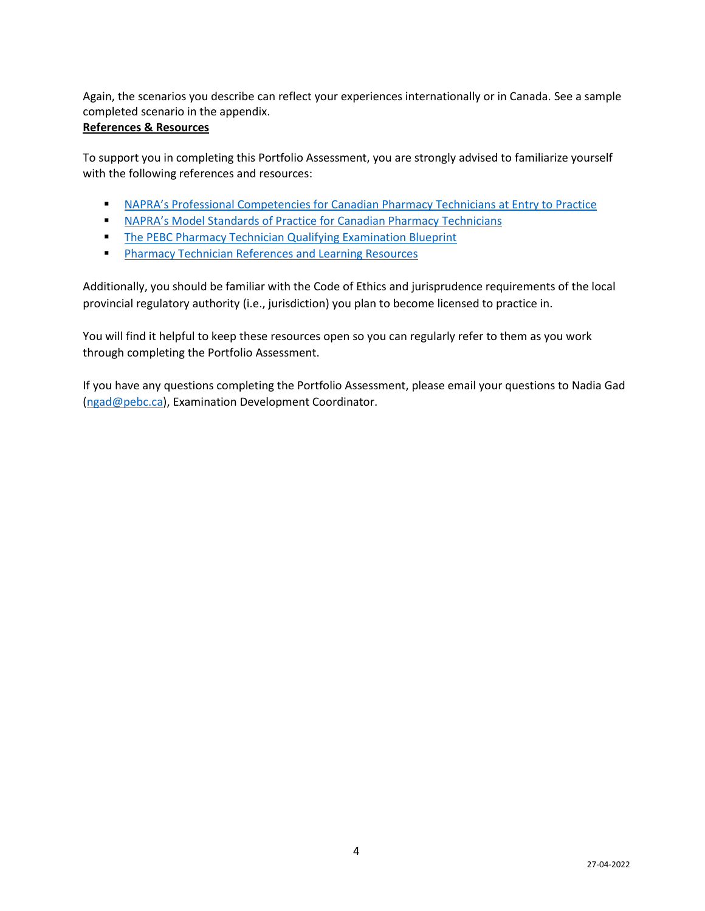Again, the scenarios you describe can reflect your experiences internationally or in Canada. See a sample completed scenario in the appendix.

**References & Resources**

To support you in completing this Portfolio Assessment, you are strongly advised to familiarize yourself with the following references and resources:

- NAPRA's Professional Competencies for Canadian Pharmacy Technicians at Entry to Practice
- NAPRA's Model Standards of Practice for Canadian Pharmacy Technicians
- The PEBC Pharmacy Technician Qualifying Examination Blueprint
- Pharmacy Technician References and Learning Resources

Additionally, you should be familiar with the Code of Ethics and jurisprudence requirements of the local provincial regulatory authority (i.e., jurisdiction) you plan to become licensed to practice in.

You will find it helpful to keep these resources open so you can regularly refer to them as you work through completing the Portfolio Assessment.

If you have any questions completing the Portfolio Assessment, please email your questions to Nadia Gad (ngad@pebc.ca), Examination Development Coordinator.